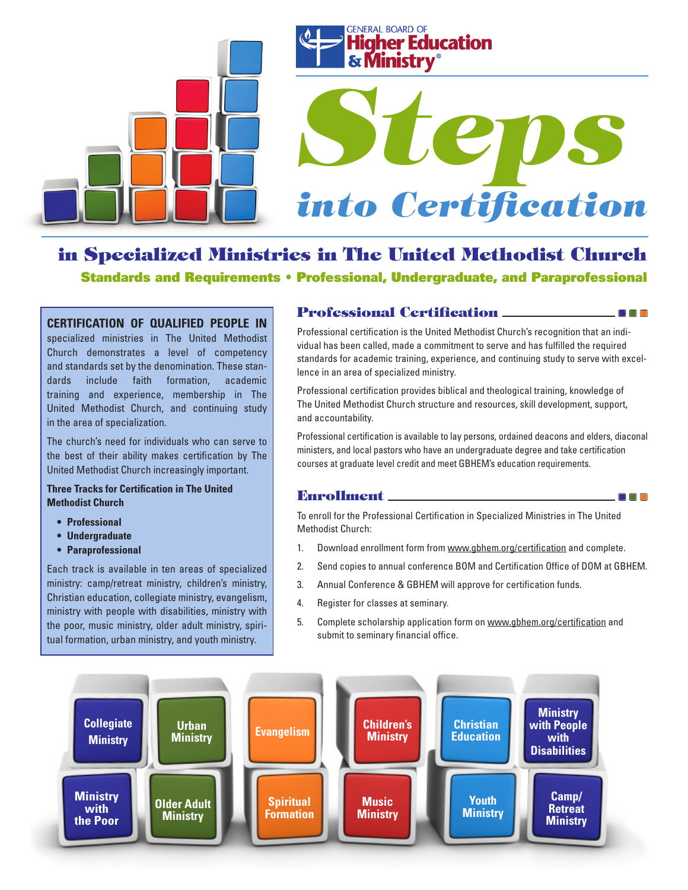GENERAL BOARD OF **Higher Education & Ministry**®

# Steps into Certification

## in Specialized Ministries in The United Methodist Church

**Standards and Requirements • Professional, Undergraduate, and Paraprofessional**

**CERTIFICATION OF QUALIFIED PEOPLE IN** specialized ministries in The United Methodist Church demonstrates a level of competency and standards set by the denomination. These standards include faith formation, academic training and experience, membership in The United Methodist Church, and continuing study in the area of specialization.

The church's need for individuals who can serve to the best of their ability makes certification by The United Methodist Church increasingly important.

**Three Tracks for Certification in The United Methodist Church**

- **Professional**
- **Undergraduate**
- **Paraprofessional**

Each track is available in ten areas of specialized ministry: camp/retreat ministry, children's ministry, Christian education, collegiate ministry, evangelism, ministry with people with disabilities, ministry with the poor, music ministry, older adult ministry, spiritual formation, urban ministry, and youth ministry.

## Professional Certification

Professional certification is the United Methodist Church's recognition that an individual has been called, made a commitment to serve and has fulfilled the required standards for academic training, experience, and continuing study to serve with excellence in an area of specialized ministry.

Professional certification provides biblical and theological training, knowledge of The United Methodist Church structure and resources, skill development, support, and accountability.

Professional certification is available to lay persons, ordained deacons and elders, diaconal ministers, and local pastors who have an undergraduate degree and take certification courses at graduate level credit and meet GBHEM's education requirements.

## Enrollment

To enroll for the Professional Certification in Specialized Ministries in The United Methodist Church:

1. Download enrollment form from www.gbhem.org/certification and complete.
2. Send copies to annual conference BOM and Certification Office of DOM at GBHEM.
3. Annual Conference & GBHEM will approve for certification funds.
4. Register for classes at seminary.
5. Complete scholarship application form on www.gbhem.org/certification and submit to seminary financial office.

Collegiate Ministry · Urban Ministry · Evangelism · Children's Ministry · Christian Education · Ministry with People with Disabilities · Ministry with the Poor · Older Adult Ministry · Spiritual Formation · Music Ministry · Youth Ministry · Camp/Retreat Ministry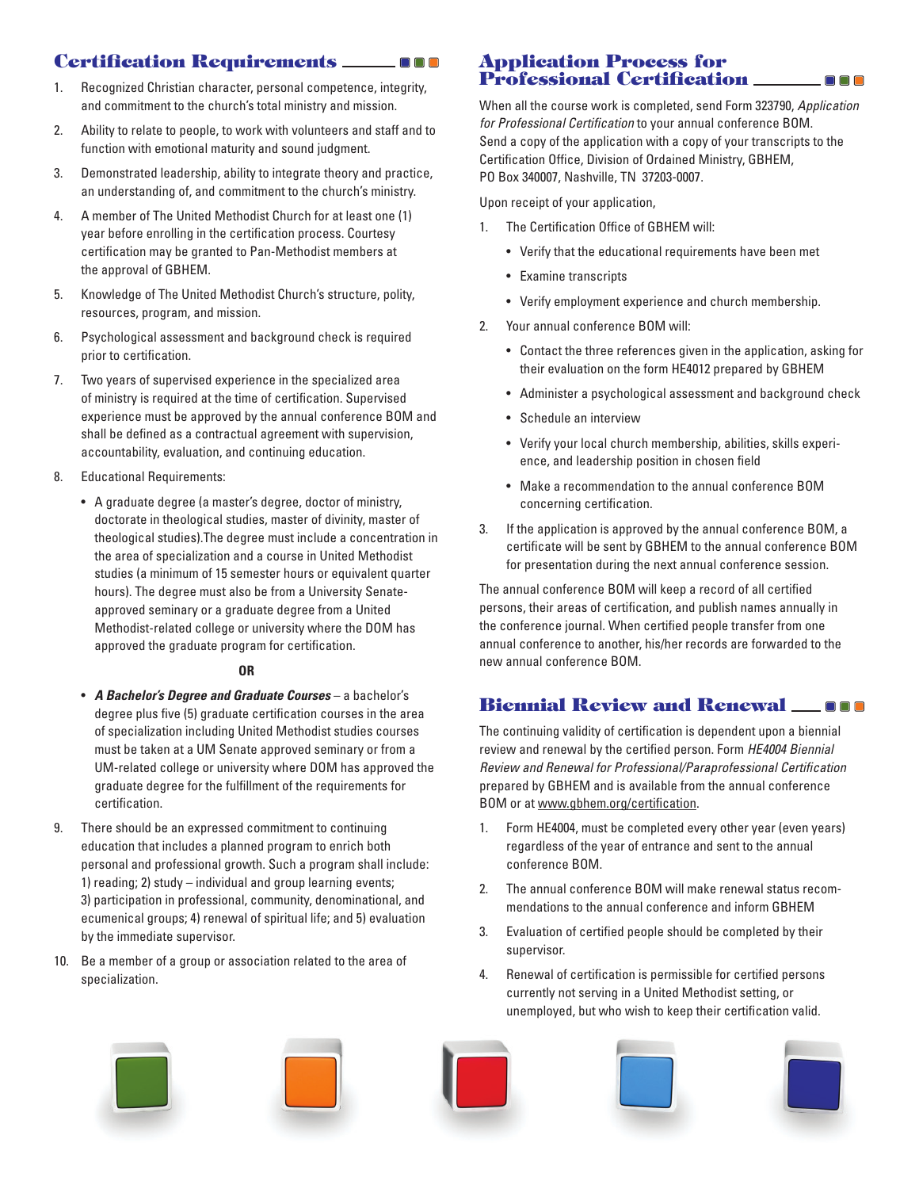## Certification Requirements

1. Recognized Christian character, personal competence, integrity, and commitment to the church's total ministry and mission.
2. Ability to relate to people, to work with volunteers and staff and to function with emotional maturity and sound judgment.
3. Demonstrated leadership, ability to integrate theory and practice, an understanding of, and commitment to the church's ministry.
4. A member of The United Methodist Church for at least one (1) year before enrolling in the certification process. Courtesy certification may be granted to Pan-Methodist members at the approval of GBHEM.
5. Knowledge of The United Methodist Church's structure, polity, resources, program, and mission.
6. Psychological assessment and background check is required prior to certification.
7. Two years of supervised experience in the specialized area of ministry is required at the time of certification. Supervised experience must be approved by the annual conference BOM and shall be defined as a contractual agreement with supervision, accountability, evaluation, and continuing education.
8. Educational Requirements:
   - A graduate degree (a master's degree, doctor of ministry, doctorate in theological studies, master of divinity, master of theological studies).The degree must include a concentration in the area of specialization and a course in United Methodist studies (a minimum of 15 semester hours or equivalent quarter hours). The degree must also be from a University Senate-approved seminary or a graduate degree from a United Methodist-related college or university where the DOM has approved the graduate program for certification.

   **OR**

   - ***A Bachelor's Degree and Graduate Courses*** – a bachelor's degree plus five (5) graduate certification courses in the area of specialization including United Methodist studies courses must be taken at a UM Senate approved seminary or from a UM-related college or university where DOM has approved the graduate degree for the fulfillment of the requirements for certification.
9. There should be an expressed commitment to continuing education that includes a planned program to enrich both personal and professional growth. Such a program shall include: 1) reading; 2) study – individual and group learning events; 3) participation in professional, community, denominational, and ecumenical groups; 4) renewal of spiritual life; and 5) evaluation by the immediate supervisor.
10. Be a member of a group or association related to the area of specialization.

## Application Process for Professional Certification

When all the course work is completed, send Form 323790, *Application for Professional Certification* to your annual conference BOM. Send a copy of the application with a copy of your transcripts to the Certification Office, Division of Ordained Ministry, GBHEM, PO Box 340007, Nashville, TN 37203-0007.

Upon receipt of your application,

1. The Certification Office of GBHEM will:
   - Verify that the educational requirements have been met
   - Examine transcripts
   - Verify employment experience and church membership.
2. Your annual conference BOM will:
   - Contact the three references given in the application, asking for their evaluation on the form HE4012 prepared by GBHEM
   - Administer a psychological assessment and background check
   - Schedule an interview
   - Verify your local church membership, abilities, skills experience, and leadership position in chosen field
   - Make a recommendation to the annual conference BOM concerning certification.
3. If the application is approved by the annual conference BOM, a certificate will be sent by GBHEM to the annual conference BOM for presentation during the next annual conference session.

The annual conference BOM will keep a record of all certified persons, their areas of certification, and publish names annually in the conference journal. When certified people transfer from one annual conference to another, his/her records are forwarded to the new annual conference BOM.

## Biennial Review and Renewal

The continuing validity of certification is dependent upon a biennial review and renewal by the certified person. Form *HE4004 Biennial Review and Renewal for Professional/Paraprofessional Certification* prepared by GBHEM and is available from the annual conference BOM or at www.gbhem.org/certification.

1. Form HE4004, must be completed every other year (even years) regardless of the year of entrance and sent to the annual conference BOM.
2. The annual conference BOM will make renewal status recommendations to the annual conference and inform GBHEM
3. Evaluation of certified people should be completed by their supervisor.
4. Renewal of certification is permissible for certified persons currently not serving in a United Methodist setting, or unemployed, but who wish to keep their certification valid.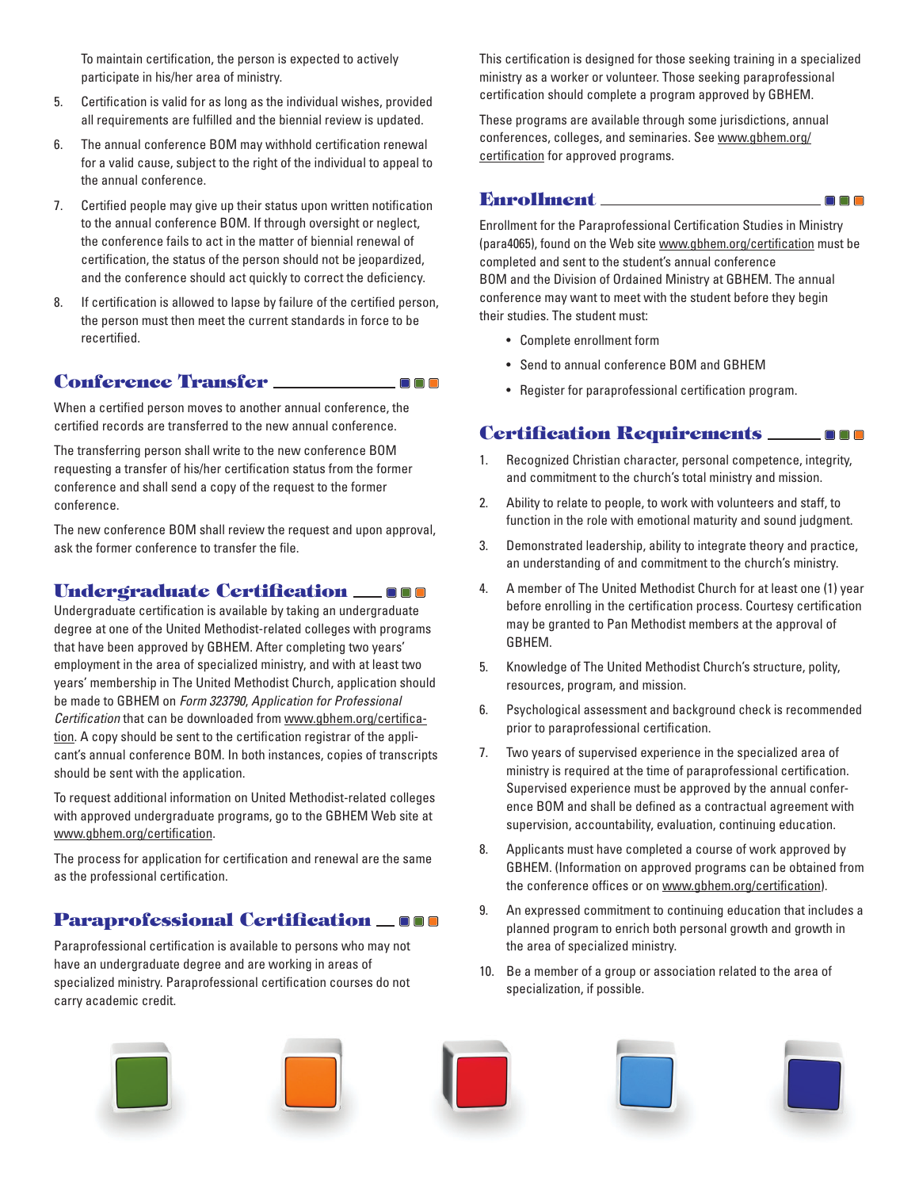To maintain certification, the person is expected to actively participate in his/her area of ministry.

5. Certification is valid for as long as the individual wishes, provided all requirements are fulfilled and the biennial review is updated.
6. The annual conference BOM may withhold certification renewal for a valid cause, subject to the right of the individual to appeal to the annual conference.
7. Certified people may give up their status upon written notification to the annual conference BOM. If through oversight or neglect, the conference fails to act in the matter of biennial renewal of certification, the status of the person should not be jeopardized, and the conference should act quickly to correct the deficiency.
8. If certification is allowed to lapse by failure of the certified person, the person must then meet the current standards in force to be recertified.

## Conference Transfer

When a certified person moves to another annual conference, the certified records are transferred to the new annual conference.

The transferring person shall write to the new conference BOM requesting a transfer of his/her certification status from the former conference and shall send a copy of the request to the former conference.

The new conference BOM shall review the request and upon approval, ask the former conference to transfer the file.

## Undergraduate Certification

Undergraduate certification is available by taking an undergraduate degree at one of the United Methodist-related colleges with programs that have been approved by GBHEM. After completing two years' employment in the area of specialized ministry, and with at least two years' membership in The United Methodist Church, application should be made to GBHEM on *Form 323790, Application for Professional Certification* that can be downloaded from www.gbhem.org/certification. A copy should be sent to the certification registrar of the applicant's annual conference BOM. In both instances, copies of transcripts should be sent with the application.

To request additional information on United Methodist-related colleges with approved undergraduate programs, go to the GBHEM Web site at www.gbhem.org/certification.

The process for application for certification and renewal are the same as the professional certification.

## Paraprofessional Certification

Paraprofessional certification is available to persons who may not have an undergraduate degree and are working in areas of specialized ministry. Paraprofessional certification courses do not carry academic credit.

This certification is designed for those seeking training in a specialized ministry as a worker or volunteer. Those seeking paraprofessional certification should complete a program approved by GBHEM.

These programs are available through some jurisdictions, annual conferences, colleges, and seminaries. See www.gbhem.org/certification for approved programs.

## Enrollment

Enrollment for the Paraprofessional Certification Studies in Ministry (para4065), found on the Web site www.gbhem.org/certification must be completed and sent to the student's annual conference BOM and the Division of Ordained Ministry at GBHEM. The annual conference may want to meet with the student before they begin their studies. The student must:

- Complete enrollment form
- Send to annual conference BOM and GBHEM
- Register for paraprofessional certification program.

## Certification Requirements

1. Recognized Christian character, personal competence, integrity, and commitment to the church's total ministry and mission.
2. Ability to relate to people, to work with volunteers and staff, to function in the role with emotional maturity and sound judgment.
3. Demonstrated leadership, ability to integrate theory and practice, an understanding of and commitment to the church's ministry.
4. A member of The United Methodist Church for at least one (1) year before enrolling in the certification process. Courtesy certification may be granted to Pan Methodist members at the approval of GBHEM.
5. Knowledge of The United Methodist Church's structure, polity, resources, program, and mission.
6. Psychological assessment and background check is recommended prior to paraprofessional certification.
7. Two years of supervised experience in the specialized area of ministry is required at the time of paraprofessional certification. Supervised experience must be approved by the annual conference BOM and shall be defined as a contractual agreement with supervision, accountability, evaluation, continuing education.
8. Applicants must have completed a course of work approved by GBHEM. (Information on approved programs can be obtained from the conference offices or on www.gbhem.org/certification).
9. An expressed commitment to continuing education that includes a planned program to enrich both personal growth and growth in the area of specialized ministry.
10. Be a member of a group or association related to the area of specialization, if possible.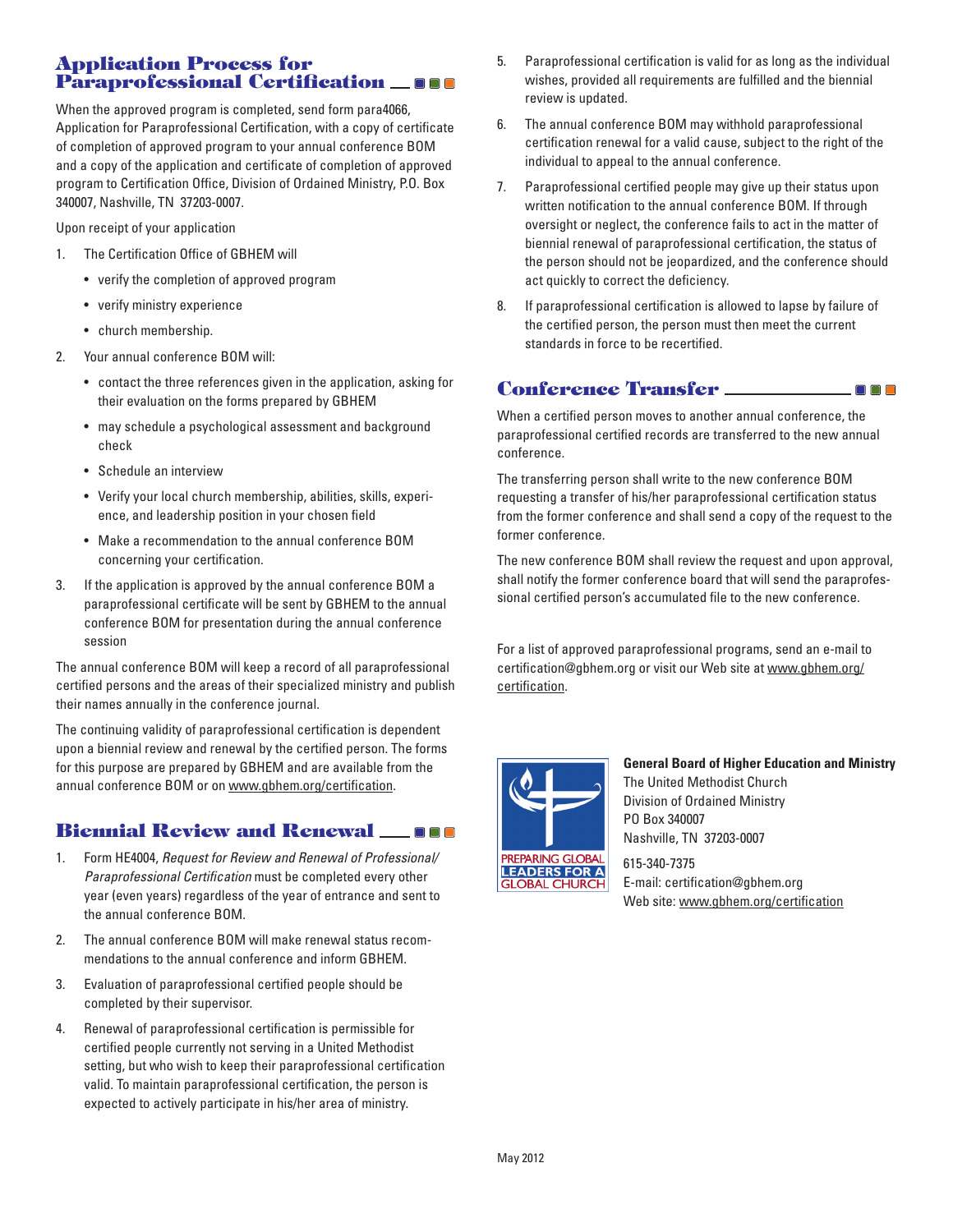## Application Process for Paraprofessional Certification

When the approved program is completed, send form para4066, Application for Paraprofessional Certification, with a copy of certificate of completion of approved program to your annual conference BOM and a copy of the application and certificate of completion of approved program to Certification Office, Division of Ordained Ministry, P.O. Box 340007, Nashville, TN 37203-0007.

Upon receipt of your application

1. The Certification Office of GBHEM will
   - verify the completion of approved program
   - verify ministry experience
   - church membership.
2. Your annual conference BOM will:
   - contact the three references given in the application, asking for their evaluation on the forms prepared by GBHEM
   - may schedule a psychological assessment and background check
   - Schedule an interview
   - Verify your local church membership, abilities, skills, experience, and leadership position in your chosen field
   - Make a recommendation to the annual conference BOM concerning your certification.
3. If the application is approved by the annual conference BOM a paraprofessional certificate will be sent by GBHEM to the annual conference BOM for presentation during the annual conference session

The annual conference BOM will keep a record of all paraprofessional certified persons and the areas of their specialized ministry and publish their names annually in the conference journal.

The continuing validity of paraprofessional certification is dependent upon a biennial review and renewal by the certified person. The forms for this purpose are prepared by GBHEM and are available from the annual conference BOM or on www.gbhem.org/certification.

## Biennial Review and Renewal

1. Form HE4004, *Request for Review and Renewal of Professional/ Paraprofessional Certification* must be completed every other year (even years) regardless of the year of entrance and sent to the annual conference BOM.
2. The annual conference BOM will make renewal status recommendations to the annual conference and inform GBHEM.
3. Evaluation of paraprofessional certified people should be completed by their supervisor.
4. Renewal of paraprofessional certification is permissible for certified people currently not serving in a United Methodist setting, but who wish to keep their paraprofessional certification valid. To maintain paraprofessional certification, the person is expected to actively participate in his/her area of ministry.
5. Paraprofessional certification is valid for as long as the individual wishes, provided all requirements are fulfilled and the biennial review is updated.
6. The annual conference BOM may withhold paraprofessional certification renewal for a valid cause, subject to the right of the individual to appeal to the annual conference.
7. Paraprofessional certified people may give up their status upon written notification to the annual conference BOM. If through oversight or neglect, the conference fails to act in the matter of biennial renewal of paraprofessional certification, the status of the person should not be jeopardized, and the conference should act quickly to correct the deficiency.
8. If paraprofessional certification is allowed to lapse by failure of the certified person, the person must then meet the current standards in force to be recertified.

## Conference Transfer

When a certified person moves to another annual conference, the paraprofessional certified records are transferred to the new annual conference.

The transferring person shall write to the new conference BOM requesting a transfer of his/her paraprofessional certification status from the former conference and shall send a copy of the request to the former conference.

The new conference BOM shall review the request and upon approval, shall notify the former conference board that will send the paraprofessional certified person's accumulated file to the new conference.

For a list of approved paraprofessional programs, send an e-mail to certification@gbhem.org or visit our Web site at www.gbhem.org/certification.

PREPARING GLOBAL LEADERS FOR A GLOBAL CHURCH

**General Board of Higher Education and Ministry**
The United Methodist Church
Division of Ordained Ministry
PO Box 340007
Nashville, TN 37203-0007

615-340-7375
E-mail: certification@gbhem.org
Web site: www.gbhem.org/certification

May 2012